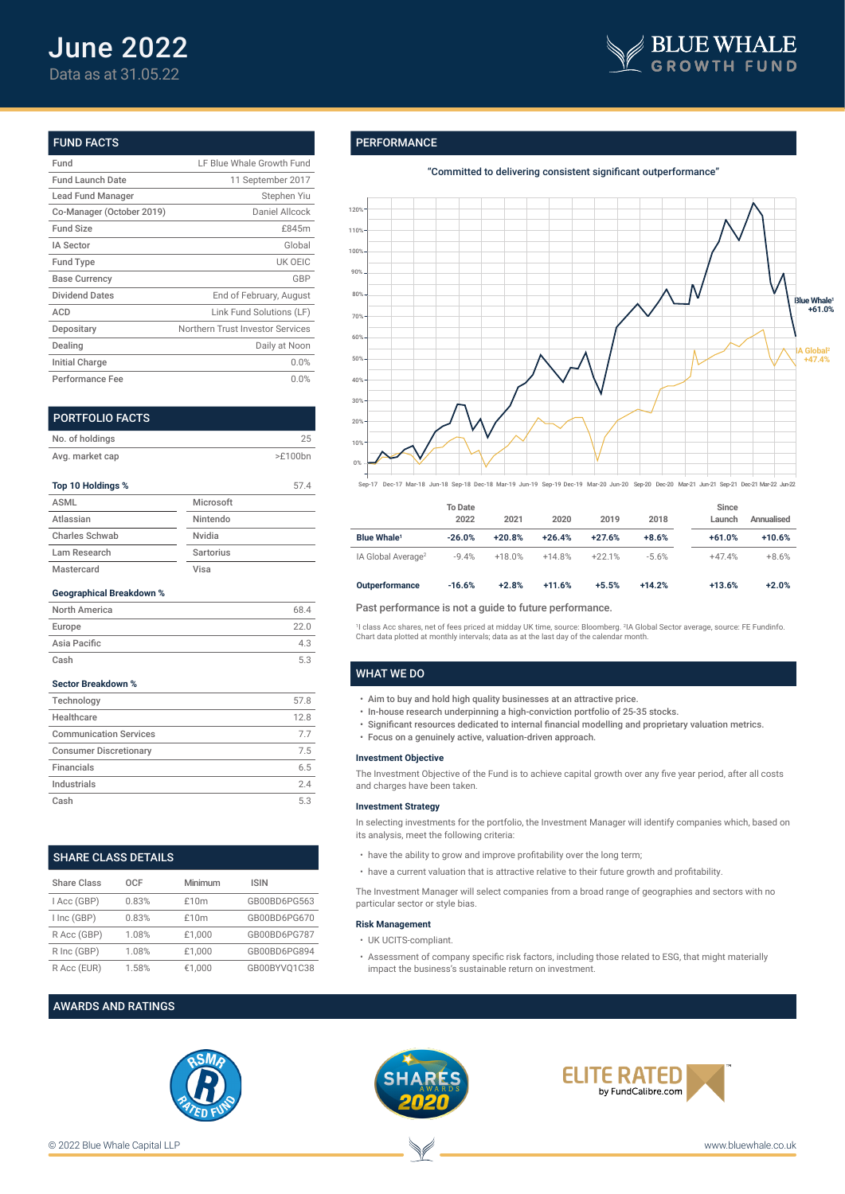# June 2022

Data as at 31.05.22

BLUE WHALE GROWTH FUND

## FUND FACTS

| | |
|---|---|
| Fund | LF Blue Whale Growth Fund |
| Fund Launch Date | 11 September 2017 |
| Lead Fund Manager | Stephen Yiu |
| Co-Manager (October 2019) | Daniel Allcock |
| Fund Size | £845m |
| IA Sector | Global |
| Fund Type | UK OEIC |
| Base Currency | GBP |
| Dividend Dates | End of February, August |
| ACD | Link Fund Solutions (LF) |
| Depositary | Northern Trust Investor Services |
| Dealing | Daily at Noon |
| Initial Charge | 0.0% |
| Performance Fee | 0.0% |

## PORTFOLIO FACTS

| | |
|---|---|
| No. of holdings | 25 |
| Avg. market cap | >£100bn |

**Top 10 Holdings %** 57.4

| | |
|---|---|
| ASML | Microsoft |
| Atlassian | Nintendo |
| Charles Schwab | Nvidia |
| Lam Research | Sartorius |
| Mastercard | Visa |

**Geographical Breakdown %**

| | |
|---|---|
| North America | 68.4 |
| Europe | 22.0 |
| Asia Pacific | 4.3 |
| Cash | 5.3 |

**Sector Breakdown %**

| | |
|---|---|
| Technology | 57.8 |
| Healthcare | 12.8 |
| Communication Services | 7.7 |
| Consumer Discretionary | 7.5 |
| Financials | 6.5 |
| Industrials | 2.4 |
| Cash | 5.3 |

## SHARE CLASS DETAILS

| Share Class | OCF | Minimum | ISIN |
|---|---|---|---|
| I Acc (GBP) | 0.83% | £10m | GB00BD6PG563 |
| I Inc (GBP) | 0.83% | £10m | GB00BD6PG670 |
| R Acc (GBP) | 1.08% | £1,000 | GB00BD6PG787 |
| R Inc (GBP) | 1.08% | £1,000 | GB00BD6PG894 |
| R Acc (EUR) | 1.58% | €1,000 | GB00BYVQ1C38 |

## PERFORMANCE

"Committed to delivering consistent significant outperformance"

Blue Whale[1] +61.0%

IA Global[2] +47.4%

| | To Date 2022 | 2021 | 2020 | 2019 | 2018 | Since Launch | Annualised |
|---|---|---|---|---|---|---|---|
| **Blue Whale[1]** | **-26.0%** | **+20.8%** | **+26.4%** | **+27.6%** | **+8.6%** | **+61.0%** | **+10.6%** |
| IA Global Average[2] | -9.4% | +18.0% | +14.8% | +22.1% | -5.6% | +47.4% | +8.6% |
| **Outperformance** | **-16.6%** | **+2.8%** | **+11.6%** | **+5.5%** | **+14.2%** | **+13.6%** | **+2.0%** |

Past performance is not a guide to future performance.

[1]I class Acc shares, net of fees priced at midday UK time, source: Bloomberg. [2]IA Global Sector average, source: FE Fundinfo. Chart data plotted at monthly intervals; data as at the last day of the calendar month.

## WHAT WE DO

- Aim to buy and hold high quality businesses at an attractive price.
- In-house research underpinning a high-conviction portfolio of 25-35 stocks.
- Significant resources dedicated to internal financial modelling and proprietary valuation metrics.
- Focus on a genuinely active, valuation-driven approach.

**Investment Objective**

The Investment Objective of the Fund is to achieve capital growth over any five year period, after all costs and charges have been taken.

**Investment Strategy**

In selecting investments for the portfolio, the Investment Manager will identify companies which, based on its analysis, meet the following criteria:

- have the ability to grow and improve profitability over the long term;
- have a current valuation that is attractive relative to their future growth and profitability.

The Investment Manager will select companies from a broad range of geographies and sectors with no particular sector or style bias.

**Risk Management**

- UK UCITS-compliant.
- Assessment of company specific risk factors, including those related to ESG, that might materially impact the business's sustainable return on investment.

## AWARDS AND RATINGS

RSMR Rated Fund — Shares Awards 2020 — Elite Rated by FundCalibre.com

© 2022 Blue Whale Capital LLP www.bluewhale.co.uk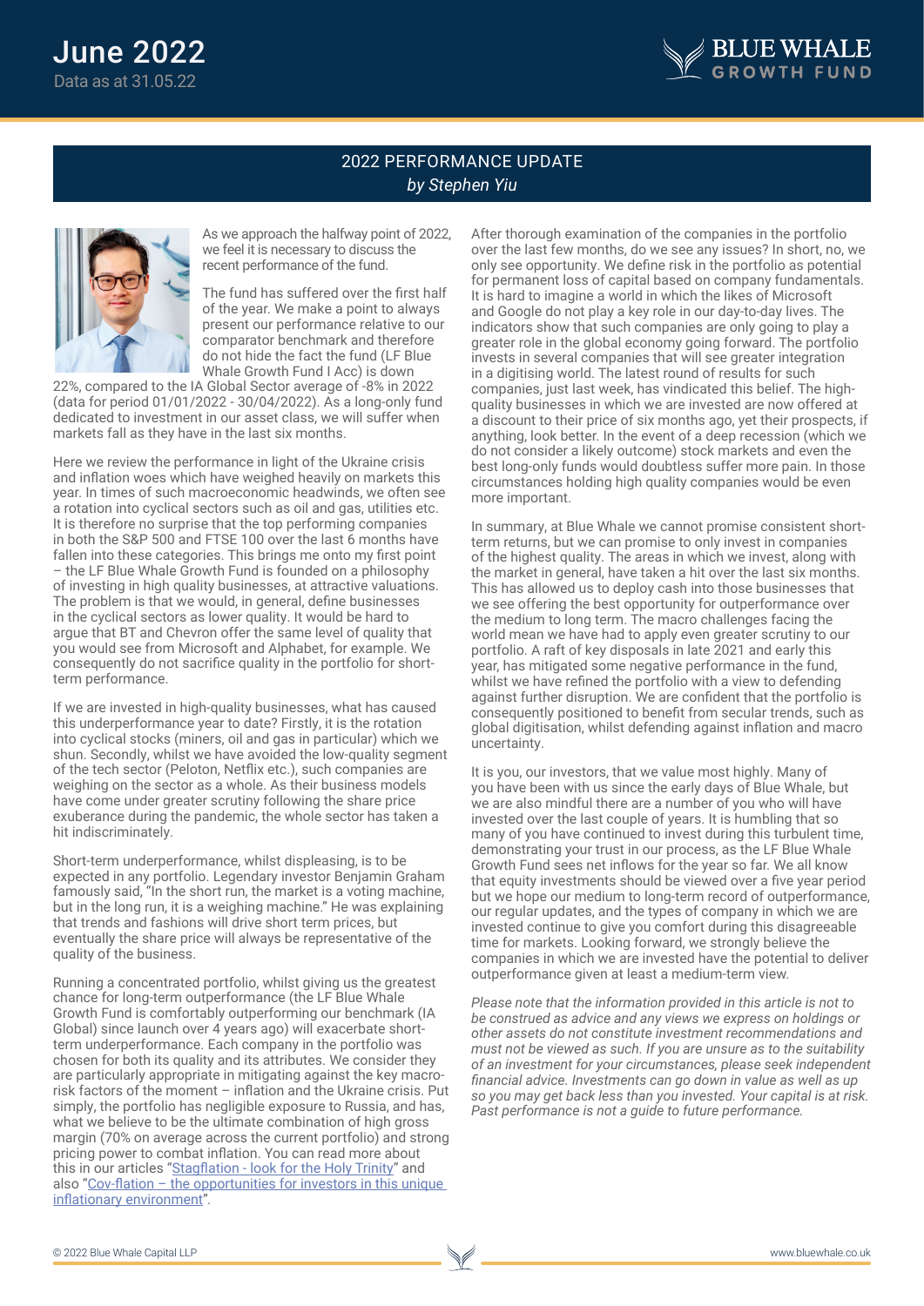# 2022 PERFORMANCE UPDATE

*by Stephen Yiu*

As we approach the halfway point of 2022, we feel it is necessary to discuss the recent performance of the fund.

The fund has suffered over the first half of the year. We make a point to always present our performance relative to our comparator benchmark and therefore do not hide the fact the fund (LF Blue Whale Growth Fund I Acc) is down 22%, compared to the IA Global Sector average of -8% in 2022 (data for period 01/01/2022 - 30/04/2022). As a long-only fund dedicated to investment in our asset class, we will suffer when markets fall as they have in the last six months.

Here we review the performance in light of the Ukraine crisis and inflation woes which have weighed heavily on markets this year. In times of such macroeconomic headwinds, we often see a rotation into cyclical sectors such as oil and gas, utilities etc. It is therefore no surprise that the top performing companies in both the S&P 500 and FTSE 100 over the last 6 months have fallen into these categories. This brings me onto my first point – the LF Blue Whale Growth Fund is founded on a philosophy of investing in high quality businesses, at attractive valuations. The problem is that we would, in general, define businesses in the cyclical sectors as lower quality. It would be hard to argue that BT and Chevron offer the same level of quality that you would see from Microsoft and Alphabet, for example. We consequently do not sacrifice quality in the portfolio for short-term performance.

If we are invested in high-quality businesses, what has caused this underperformance year to date? Firstly, it is the rotation into cyclical stocks (miners, oil and gas in particular) which we shun. Secondly, whilst we have avoided the low-quality segment of the tech sector (Peloton, Netflix etc.), such companies are weighing on the sector as a whole. As their business models have come under greater scrutiny following the share price exuberance during the pandemic, the whole sector has taken a hit indiscriminately.

Short-term underperformance, whilst displeasing, is to be expected in any portfolio. Legendary investor Benjamin Graham famously said, "In the short run, the market is a voting machine, but in the long run, it is a weighing machine." He was explaining that trends and fashions will drive short term prices, but eventually the share price will always be representative of the quality of the business.

Running a concentrated portfolio, whilst giving us the greatest chance for long-term outperformance (the LF Blue Whale Growth Fund is comfortably outperforming our benchmark (IA Global) since launch over 4 years ago) will exacerbate short-term underperformance. Each company in the portfolio was chosen for both its quality and its attributes. We consider they are particularly appropriate in mitigating against the key macro-risk factors of the moment – inflation and the Ukraine crisis. Put simply, the portfolio has negligible exposure to Russia, and has, what we believe to be the ultimate combination of high gross margin (70% on average across the current portfolio) and strong pricing power to combat inflation. You can read more about this in our articles "Stagflation - look for the Holy Trinity" and also "Cov-flation – the opportunities for investors in this unique inflationary environment".

After thorough examination of the companies in the portfolio over the last few months, do we see any issues? In short, no, we only see opportunity. We define risk in the portfolio as potential for permanent loss of capital based on company fundamentals. It is hard to imagine a world in which the likes of Microsoft and Google do not play a key role in our day-to-day lives. The indicators show that such companies are only going to play a greater role in the global economy going forward. The portfolio invests in several companies that will see greater integration in a digitising world. The latest round of results for such companies, just last week, has vindicated this belief. The high-quality businesses in which we are invested are now offered at a discount to their price of six months ago, yet their prospects, if anything, look better. In the event of a deep recession (which we do not consider a likely outcome) stock markets and even the best long-only funds would doubtless suffer more pain. In those circumstances holding high quality companies would be even more important.

In summary, at Blue Whale we cannot promise consistent short-term returns, but we can promise to only invest in companies of the highest quality. The areas in which we invest, along with the market in general, have taken a hit over the last six months. This has allowed us to deploy cash into those businesses that we see offering the best opportunity for outperformance over the medium to long term. The macro challenges facing the world mean we have had to apply even greater scrutiny to our portfolio. A raft of key disposals in late 2021 and early this year, has mitigated some negative performance in the fund, whilst we have refined the portfolio with a view to defending against further disruption. We are confident that the portfolio is consequently positioned to benefit from secular trends, such as global digitisation, whilst defending against inflation and macro uncertainty.

It is you, our investors, that we value most highly. Many of you have been with us since the early days of Blue Whale, but we are also mindful there are a number of you who will have invested over the last couple of years. It is humbling that so many of you have continued to invest during this turbulent time, demonstrating your trust in our process, as the LF Blue Whale Growth Fund sees net inflows for the year so far. We all know that equity investments should be viewed over a five year period but we hope our medium to long-term record of outperformance, our regular updates, and the types of company in which we are invested continue to give you comfort during this disagreeable time for markets. Looking forward, we strongly believe the companies in which we are invested have the potential to deliver outperformance given at least a medium-term view.

*Please note that the information provided in this article is not to be construed as advice and any views we express on holdings or other assets do not constitute investment recommendations and must not be viewed as such. If you are unsure as to the suitability of an investment for your circumstances, please seek independent financial advice. Investments can go down in value as well as up so you may get back less than you invested. Your capital is at risk. Past performance is not a guide to future performance.*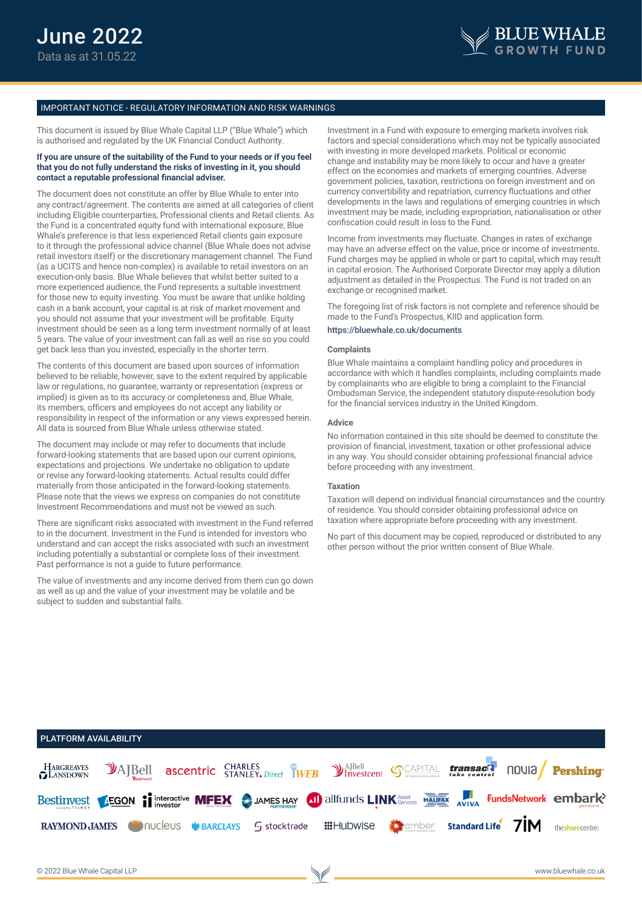June 2022

Data as at 31.05.22

## IMPORTANT NOTICE - REGULATORY INFORMATION AND RISK WARNINGS

This document is issued by Blue Whale Capital LLP ("Blue Whale") which is authorised and regulated by the UK Financial Conduct Authority.

**If you are unsure of the suitability of the Fund to your needs or if you feel that you do not fully understand the risks of investing in it, you should contact a reputable professional financial adviser.**

The document does not constitute an offer by Blue Whale to enter into any contract/agreement. The contents are aimed at all categories of client including Eligible counterparties, Professional clients and Retail clients. As the Fund is a concentrated equity fund with international exposure, Blue Whale's preference is that less experienced Retail clients gain exposure to it through the professional advice channel (Blue Whale does not advise retail investors itself) or the discretionary management channel. The Fund (as a UCITS and hence non-complex) is available to retail investors on an execution-only basis. Blue Whale believes that whilst better suited to a more experienced audience, the Fund represents a suitable investment for those new to equity investing. You must be aware that unlike holding cash in a bank account, your capital is at risk of market movement and you should not assume that your investment will be profitable. Equity investment should be seen as a long term investment normally of at least 5 years. The value of your investment can fall as well as rise so you could get back less than you invested, especially in the shorter term.

The contents of this document are based upon sources of information believed to be reliable, however, save to the extent required by applicable law or regulations, no guarantee, warranty or representation (express or implied) is given as to its accuracy or completeness and, Blue Whale, its members, officers and employees do not accept any liability or responsibility in respect of the information or any views expressed herein. All data is sourced from Blue Whale unless otherwise stated.

The document may include or may refer to documents that include forward-looking statements that are based upon our current opinions, expectations and projections. We undertake no obligation to update or revise any forward-looking statements. Actual results could differ materially from those anticipated in the forward-looking statements. Please note that the views we express on companies do not constitute Investment Recommendations and must not be viewed as such.

There are significant risks associated with investment in the Fund referred to in the document. Investment in the Fund is intended for investors who understand and can accept the risks associated with such an investment including potentially a substantial or complete loss of their investment. Past performance is not a guide to future performance.

The value of investments and any income derived from them can go down as well as up and the value of your investment may be volatile and be subject to sudden and substantial falls.

Investment in a Fund with exposure to emerging markets involves risk factors and special considerations which may not be typically associated with investing in more developed markets. Political or economic change and instability may be more likely to occur and have a greater effect on the economies and markets of emerging countries. Adverse government policies, taxation, restrictions on foreign investment and on currency convertibility and repatriation, currency fluctuations and other developments in the laws and regulations of emerging countries in which investment may be made, including expropriation, nationalisation or other confiscation could result in loss to the Fund.

Income from investments may fluctuate. Changes in rates of exchange may have an adverse effect on the value, price or income of investments. Fund charges may be applied in whole or part to capital, which may result in capital erosion. The Authorised Corporate Director may apply a dilution adjustment as detailed in the Prospectus. The Fund is not traded on an exchange or recognised market.

The foregoing list of risk factors is not complete and reference should be made to the Fund's Prospectus, KIID and application form.

https://bluewhale.co.uk/documents

### Complaints

Blue Whale maintains a complaint handling policy and procedures in accordance with which it handles complaints, including complaints made by complainants who are eligible to bring a complaint to the Financial Ombudsman Service, the independent statutory dispute-resolution body for the financial services industry in the United Kingdom.

### Advice

No information contained in this site should be deemed to constitute the provision of financial, investment, taxation or other professional advice in any way. You should consider obtaining professional financial advice before proceeding with any investment.

### Taxation

Taxation will depend on individual financial circumstances and the country of residence. You should consider obtaining professional advice on taxation where appropriate before proceeding with any investment.

No part of this document may be copied, reproduced or distributed to any other person without the prior written consent of Blue Whale.

## PLATFORM AVAILABILITY

Hargreaves Lansdown, AJ Bell Youinvest, ascentric, Charles Stanley Direct, IWEB, AJ Bell Investcentre, Capital International Group, transact, novia, Pershing, Bestinvest, AEGON, interactive investor, MFEX, James Hay Partnership, allfunds, LINK Asset Services, Halifax, Aviva, FundsNetwork, embark pensions, Raymond James, nucleus, Barclays, stocktrade, Hubwise, amber, Standard Life, 7IM, the share centre

© 2022 Blue Whale Capital LLP

www.bluewhale.co.uk